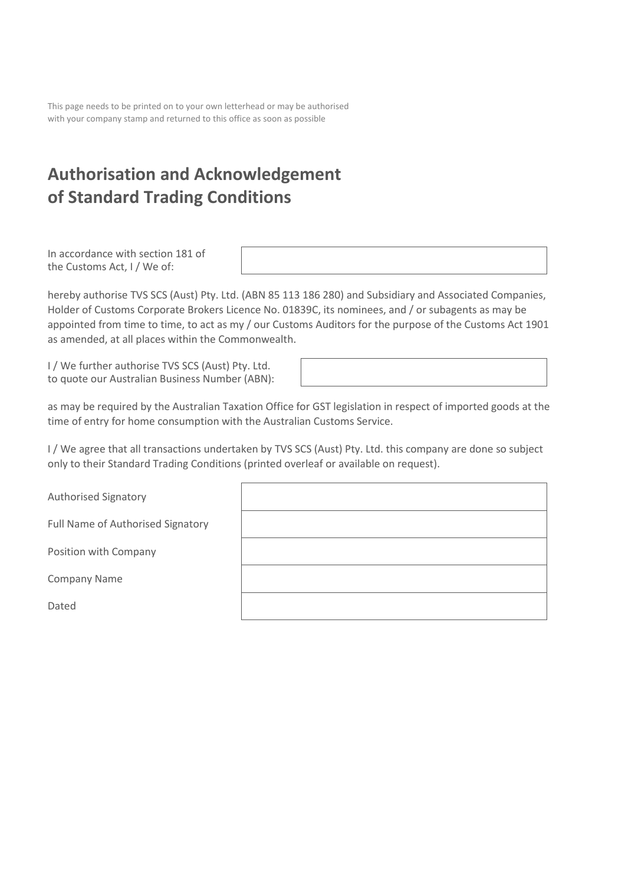This page needs to be printed on to your own letterhead or may be authorised with your company stamp and returned to this office as soon as possible

# Authorisation and Acknowledgement of Standard Trading Conditions

In accordance with section 181 of the Customs Act, I / We of:

hereby authorise TVS SCS (Aust) Pty. Ltd. (ABN 85 113 186 280) and Subsidiary and Associated Companies, Holder of Customs Corporate Brokers Licence No. 01839C, its nominees, and / or subagents as may be appointed from time to time, to act as my / our Customs Auditors for the purpose of the Customs Act 1901 as amended, at all places within the Commonwealth.

I / We further authorise TVS SCS (Aust) Pty. Ltd. to quote our Australian Business Number (ABN):

as may be required by the Australian Taxation Office for GST legislation in respect of imported goods at the time of entry for home consumption with the Australian Customs Service.

I / We agree that all transactions undertaken by TVS SCS (Aust) Pty. Ltd. this company are done so subject only to their Standard Trading Conditions (printed overleaf or available on request).

| | |
|---|---|
| Authorised Signatory | |
| Full Name of Authorised Signatory | |
| Position with Company | |
| Company Name | |
| Dated | |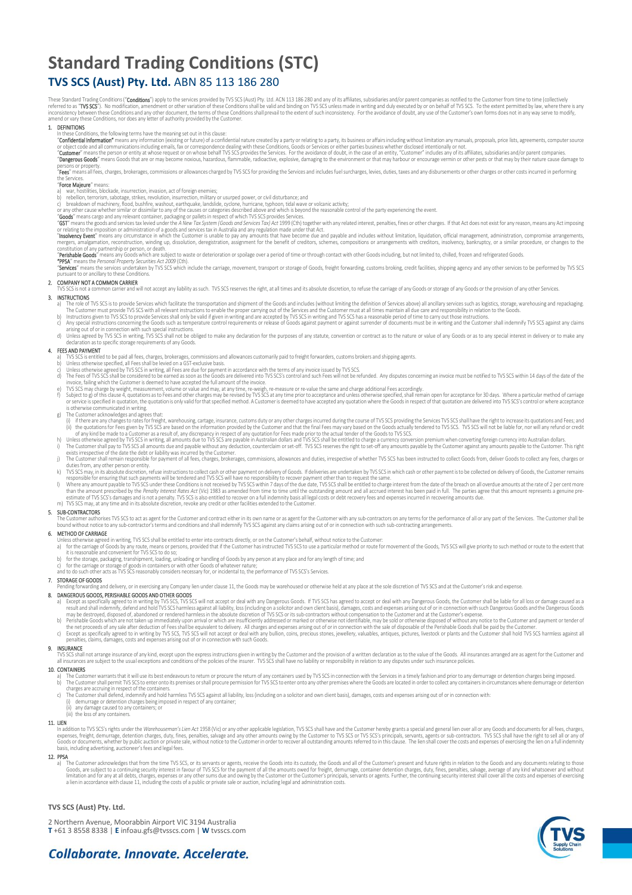# Standard Trading Conditions (STC)

## TVS SCS (Aust) Pty. Ltd. ABN 85 113 186 280

These Standard Trading Conditions ("**Conditions**") apply to the services provided by TVS SCS (Aust) Pty. Ltd. ACN 113 186 280 and any of its affiliates, subsidiaries and/or parent companies as notified to the Customer from time to time (collectively referred to as "**TVS SCS**"). No modification, amendment or other variation of these Conditions shall be valid and binding on TVS SCS unless made in writing and duly executed by or on behalf of TVS SCS. To the extent permitted by law, where there is any inconsistency between these Conditions and any other document, the terms of these Conditions shall prevail to the extent of such inconsistency. For the avoidance of doubt, any use of the Customer's own forms does not in any way serve to modify, amend or vary these Conditions, nor does any letter of authority provided by the Customer.

### 1. DEFINITIONS

In these Conditions, the following terms have the meaning set out in this clause:

"**Confidential Information**" means any information (existing or future) of a confidential nature created by a party or relating to a party, its business or affairs including without limitation any manuals, proposals, price lists, agreements, computer source or object code and all communications including emails, fax or correspondence dealing with these Conditions, Goods or Services or either parties business whether disclosed intentionally or not.

"**Customer**" means the person or entity at whose request or on whose behalf TVS SCS provides the Services. For the avoidance of doubt, in the case of an entity, "Customer" includes any of its affiliates, subsidiaries and/or parent companies.

"**Dangerous Goods**" means Goods that are or may become noxious, hazardous, flammable, radioactive, explosive, damaging to the environment or that may harbour or encourage vermin or other pests or that may by their nature cause damage to persons or property.

"**Fees**" means all fees, charges, brokerages, commissions or allowances charged by TVS SCS for providing the Services and includes fuel surcharges, levies, duties, taxes and any disbursements or other charges or other costs incurred in performing the Services.

"**Force Majeure**" means:

a) war, hostilities, blockade, insurrection, invasion, act of foreign enemies;
b) rebellion, terrorism, sabotage, strikes, revolution, insurrection, military or usurped power, or civil disturbance; and
c) breakdown of machinery, flood, bushfire, washout, earthquake, landslide, cyclone, hurricane, typhoon, tidal wave or volcanic activity;

or any other cause whether similar or dissimilar to any of the causes or categories described above and which is beyond the reasonable control of the party experiencing the event.

"**Goods**" means cargo and any relevant container, packaging or pallets in respect of which TVS SCS provides Services.

"**GST**" means the goods and services tax levied under the *A New Tax System (Goods and Services Tax) Act* 1999 (Cth) together with any related interest, penalties, fines or other charges. If that Act does not exist for any reason, means any Act imposing or relating to the imposition or administration of a goods and services tax in Australia and any regulation made under that Act.

"**Insolvency Event**" means any circumstance in which the Customer is unable to pay any amounts that have become due and payable and includes without limitation, liquidation, official management, administration, compromise arrangements, mergers, amalgamation, reconstruction, winding up, dissolution, deregistration, assignment for the benefit of creditors, schemes, compositions or arrangements with creditors, insolvency, bankruptcy, or a similar procedure, or changes to the constitution of any partnership or person, or death.

"**Perishable Goods**" means any Goods which are subject to waste or deterioration or spoilage over a period of time or through contact with other Goods including, but not limited to, chilled, frozen and refrigerated Goods.

"**PPSA**" means the *Personal Property Securities Act 2009* (Cth).

"**Services**" means the services undertaken by TVS SCS which include the carriage, movement, transport or storage of Goods, freight forwarding, customs broking, credit facilities, shipping agency and any other services to be performed by TVS SCS pursuant to or ancillary to these Conditions.

### 2. COMPANY NOT A COMMON CARRIER

TVS SCS is not a common carrier and will not accept any liability as such. TVS SCS reserves the right, at all times and its absolute discretion, to refuse the carriage of any Goods or storage of any Goods or the provision of any other Services.

### 3. INSTRUCTIONS

a) The role of TVS SCS is to provide Services which facilitate the transportation and shipment of the Goods and includes (without limiting the definition of Services above) all ancillary services such as logistics, storage, warehousing and repackaging. The Customer must provide TVS SCS with all relevant instructions to enable the proper carrying out of the Services and the Customer must at all times maintain all due care and responsibility in relation to the Goods.
b) Instructions given to TVS SCS to provide Services shall only be valid if given in writing and are accepted by TVS SCS in writing and TVS SCS has a reasonable period of time to carry out those instructions.
c) Any special instructions concerning the Goods such as temperature control requirements or release of Goods against payment or against surrender of documents must be in writing and the Customer shall indemnify TVS SCS against any claims arising out of or in connection with such special instructions.
d) Unless agreed by TVS SCS in writing, TVS SCS shall not be obliged to make any declaration for the purposes of any statute, convention or contract as to the nature or value of any Goods or as to any special interest in delivery or to make any declaration as to specific storage requirements of any Goods.

### 4. FEES AND PAYMENT

a) TVS SCS is entitled to be paid all fees, charges, brokerages, commissions and allowances customarily paid to freight forwarders, customs brokers and shipping agents.
b) Unless otherwise specified, all Fees shall be levied on a GST-exclusive basis.
c) Unless otherwise agreed by TVS SCS in writing, all Fees are due for payment in accordance with the terms of any invoice issued by TVS SCS.
d) The Fees of TVS SCS shall be considered to be earned as soon as the Goods are delivered into TVS SCS's control and such Fees will not be refunded. Any disputes concerning an invoice must be notified to TVS SCS within 14 days of the date of the invoice, failing which the Customer is deemed to have accepted the full amount of the invoice.
e) TVS SCS may charge by weight, measurement, volume or value and may, at any time, re-weigh, re-measure or re-value the same and charge additional Fees accordingly.
f) Subject to g) of this clause 4, quotations as to Fees and other charges may be revised by TVS SCS at any time prior to acceptance and unless otherwise specified, shall remain open for acceptance for 30 days. Where a particular method of carriage or service is specified in quotation, the quotation is only valid for that specified method. A Customer is deemed to have accepted any quotation where the Goods in respect of that quotation are delivered into TVS SCS's control or where acceptance is otherwise communicated in writing.
g) The Customer acknowledges and agrees that:
   (i) if there are any changes to rates for freight, warehousing, cartage, insurance, customs duty or any other charges incurred during the course of TVS SCS providing the Services TVS SCS shall have the right to increase its quotations and Fees; and
   (ii) the quotations for Fees given by TVS SCS are based on the information provided by the Customer and that the final Fees may vary based on the Goods actually tendered to TVS SCS. TVS SCS will not be liable for, nor will any refund or credit of any kind be made to a Customer as a result of, any discrepancy in respect of any quotation for Fees made prior to the actual tender of the Goods to TVS SCS.
h) Unless otherwise agreed by TVS SCS in writing, all amounts due to TVS SCS are payable in Australian dollars and TVS SCS shall be entitled to charge a currency conversion premium when converting foreign currency into Australian dollars.
i) The Customer shall pay to TVS SCS all amounts due and payable without any deduction, counterclaim or set-off. TVS SCS reserves the right to set-off any amounts payable by the Customer against any amounts payable to the Customer. This right exists irrespective of the date the debt or liability was incurred by the Customer.
j) The Customer shall remain responsible for payment of all fees, charges, brokerages, commissions, allowances and duties, irrespective of whether TVS SCS has been instructed to collect Goods from, deliver Goods to collect any fees, charges or duties from, any other person or entity.
k) TVS SCS may, in its absolute discretion, refuse instructions to collect cash or other payment on delivery of Goods. If deliveries are undertaken by TVS SCS in which cash or other payment is to be collected on delivery of Goods, the Customer remains responsible for ensuring that such payments will be tendered and TVS SCS will have no responsibility to recover payment other than to request the same.
l) Where any amount payable to TVS SCS under these Conditions is not received by TVS SCS within 7 days of the due date, TVS SCS shall be entitled to charge interest from the date of the breach on all overdue amounts at the rate of 2 per cent more than the amount prescribed by the *Penalty Interest Rates Act* (Vic) 1983 as amended from time to time until the outstanding amount and all accrued interest has been paid in full. The parties agree that this amount represents a genuine pre-estimate of TVS SCS's damages and is not a penalty. TVS SCS is also entitled to recover on a full indemnity basis all legal costs or debt recovery fees and expenses incurred in recovering amounts due.
m) TVS SCS may, at any time and in its absolute discretion, revoke any credit or other facilities extended to the Customer.

### 5. SUB-CONTRACTORS

The Customer authorises TVS SCS to act as agent for the Customer and contract either in its own name or as agent for the Customer with any sub-contractors on any terms for the performance of all or any part of the Services. The Customer shall be bound without notice to any sub-contractor's terms and conditions and shall indemnify TVS SCS against any claims arising out of or in connection with such sub-contracting arrangements.

### 6. METHOD OF CARRIAGE

Unless otherwise agreed in writing, TVS SCS shall be entitled to enter into contracts directly, or on the Customer's behalf, without notice to the Customer:

a) for the carriage of Goods by any route, means or persons, provided that if the Customer has instructed TVS SCS to use a particular method or route for movement of the Goods, TVS SCS will give priority to such method or route to the extent that it is reasonable and convenient for TVS SCS to do so;
b) for the storage, packaging, transhipment, loading, unloading or handling of Goods by any person at any place and for any length of time; and
c) for the carriage or storage of goods in containers or with other Goods of whatever nature;

and to do such other acts as TVS SCS reasonably considers necessary for, or incidental to, the performance of TVS SCS's Services.

### 7. STORAGE OF GOODS

Pending forwarding and delivery, or in exercising any Company lien under clause 11, the Goods may be warehoused or otherwise held at any place at the sole discretion of TVS SCS and at the Customer's risk and expense.

### 8. DANGEROUS GOODS, PERISHABLE GOODS AND OTHER GOODS

a) Except as specifically agreed to in writing by TVS SCS, TVS SCS will not accept or deal with any Dangerous Goods. If TVS SCS has agreed to accept or deal with any Dangerous Goods, the Customer shall be liable for all loss or damage caused as a result and shall indemnify, defend and hold TVS SCS harmless against all liability, loss (including on a solicitor and own client basis), damages, costs and expenses arising out of or in connection with such Dangerous Goods and the Dangerous Goods may be destroyed, disposed of, abandoned or rendered harmless in the absolute discretion of TVS SCS or its sub-contractors without compensation to the Customer and at the Customer's expense.
b) Perishable Goods which are not taken up immediately upon arrival or which are insufficiently addressed or marked or otherwise not identifiable, may be sold or otherwise disposed of without any notice to the Customer and payment or tender of the net proceeds of any sale after deduction of Fees shall be equivalent to delivery. All charges and expenses arising out of or in connection with the sale of disposable of the Perishable Goods shall be paid by the Customer.
c) Except as specifically agreed to in writing by TVS SCS, TVS SCS will not accept or deal with any bullion, coins, precious stones, jewellery, valuables, antiques, pictures, livestock or plants and the Customer shall hold TVS SCS harmless against all penalties, claims, damages, costs and expenses arising out of or in connection with such Goods.

### 9. INSURANCE

TVS SCS shall not arrange insurance of any kind, except upon the express instructions given in writing by the Customer and the provision of a written declaration as to the value of the Goods. All insurances arranged are as agent for the Customer and all insurances are subject to the usual exceptions and conditions of the policies of the insurer. TVS SCS shall have no liability or responsibility in relation to any disputes under such insurance policies.

### 10. CONTAINERS

a) The Customer warrants that it will use its best endeavours to return or procure the return of any containers used by TVS SCS in connection with the Services in a timely fashion and prior to any demurrage or detention charges being imposed.
b) The Customer shall permit TVS SCS to enter onto its premises or shall procure permission for TVS SCS to enter onto any other premises where the Goods are located in order to collect any containers in circumstances where demurrage or detention charges are accruing in respect of the containers.
c) The Customer shall defend, indemnify and hold harmless TVS SCS against all liability, loss (including on a solicitor and own client basis), damages, costs and expenses arising out of or in connection with:
   (i) demurrage or detention charges being imposed in respect of any container;
   (ii) any damage caused to any containers; or
   (iii) the loss of any containers.

### 11. LIEN

In addition to TVS SCS's rights under the *Warehouseman's Lien Act* 1958 (Vic) or any other applicable legislation, TVS SCS shall have and the Customer hereby grants a special and general lien over all or any Goods and documents for all fees, charges, expenses, freight, demurrage, detention charges, duty, fines, penalties, salvage and any other amounts owing by the Customer to TVS SCS or TVS SCS's principals, servants, agents or sub-contractors. TVS SCS shall have the right to sell all or any of Goods or documents, whether by public auction or private sale, without notice to the Customer in order to recover all outstanding amounts referred to in this clause. The lien shall cover the costs and expenses of exercising the lien on a full indemnity basis, including advertising, auctioneer's fees and legal fees.

### 12. PPSA

a) The Customer acknowledges that from the time TVS SCS, or its servants or agents, receive the Goods into its custody, the Goods and all of the Customer's present and future rights in relation to the Goods and any documents relating to those Goods, are subject to a continuing security interest in favour of TVS SCS for the payment of all the amounts owed for freight, demurrage, container detention charges, duty, fines, penalties, salvage, average of any kind whatsoever and without limitation and for any at all debts, charges, expenses or any other sums due and owing by the Customer or the Customer's principals, servants or agents. Further, the continuing security interest shall cover all the costs and expenses of exercising a lien in accordance with clause 11, including the costs of a public or private sale or auction, including legal and administration costs.

**TVS SCS (Aust) Pty. Ltd.**

2 Northern Avenue, Moorabbin Airport VIC 3194 Australia
**T** +61 3 8558 8338 | **E** infoau.gfs@tvsscs.com | **W** tvsscs.com

*Collaborate. Innovate. Accelerate.*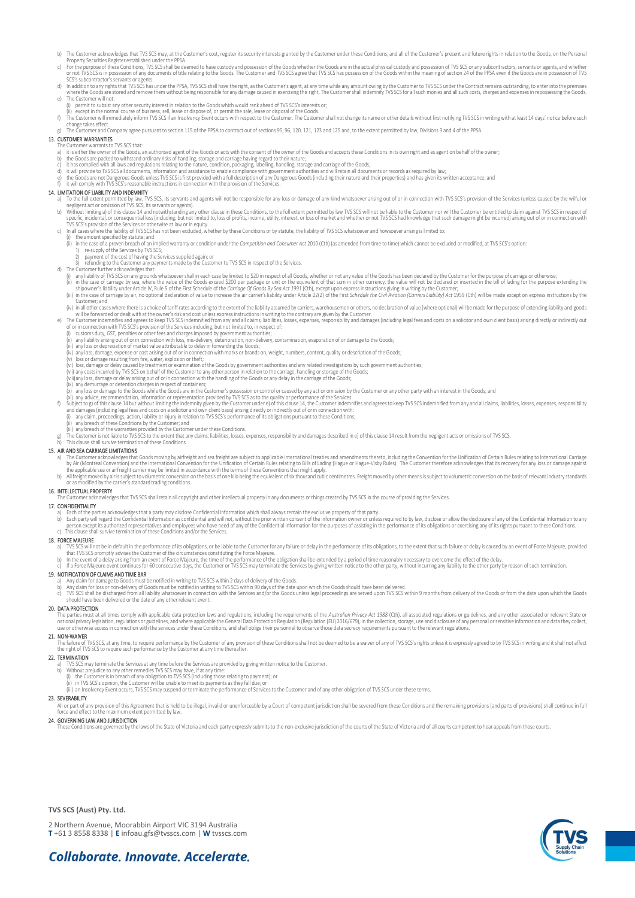b) The Customer acknowledges that TVS SCS may, at the Customer's cost, register its security interests granted by the Customer under these Conditions, and all of the Customer's present and future rights in relation to the Goods, on the Personal Property Securities Register established under the PPSA.

c) For the purpose of these Conditions, TVS SCS shall be deemed to have custody and possession of the Goods whether the Goods are in the actual physical custody and possession of TVS SCS or any subcontractors, servants or agents, and whether or not TVS SCS is in possession of any documents of title relating to the Goods. The Customer and TVS SCS agree that TVS SCS has possession of the Goods within the meaning of section 24 of the PPSA even if the Goods are in possession of TVS SCS's subcontractor's servants or agents.

d) In addition to any rights that TVS SCS has under the PPSA, TVS SCS shall have the right, as the Customer's agent, at any time while any amount owing by the Customer to TVS SCS under the Contract remains outstanding, to enter into the premises where the Goods are stored and remove them without being responsible for any damage caused in exercising this right. The Customer shall indemnify TVS SCS for all such monies and all such costs, charges and expenses in repossessing the Goods.

e) The Customer will not:
   (i) permit to subsist any other security interest in relation to the Goods which would rank ahead of TVS SCS's interests or;
   (ii) except in the normal course of business, sell, lease or dispose of, or permit the sale, lease or disposal of the Goods.

f) The Customer will immediately inform TVS SCS if an Insolvency Event occurs with respect to the Customer. The Customer shall not change its name or other details without first notifying TVS SCS in writing with at least 14 days' notice before such change takes effect.

g) The Customer and Company agree pursuant to section 115 of the PPSA to contract out of sections 95, 96, 120, 121, 123 and 125 and, to the extent permitted by law, Divisions 3 and 4 of the PPSA.

## 13. CUSTOMER WARRANTIES

The Customer warrants to TVS SCS that:

a) it is either the owner of the Goods, an authorised agent of the Goods or acts with the consent of the owner of the Goods and accepts these Conditions in its own right and as agent on behalf of the owner;
b) the Goods are packed to withstand ordinary risks of handling, storage and carriage having regard to their nature;
c) it has complied with all laws and regulations relating to the nature, condition, packaging, labelling, handling, storage and carriage of the Goods;
d) it will provide to TVS SCS all documents, information and assistance to enable compliance with government authorities and will retain all documents or records as required by law;
e) the Goods are not Dangerous Goods unless TVS SCS is first provided with a full description of any Dangerous Goods (including their nature and their properties) and has given its written acceptance; and
f) it will comply with TVS SCS's reasonable instructions in connection with the provision of the Services.

## 14. LIMITATION OF LIABILITY AND INDEMNITY

a) To the full extent permitted by law, TVS SCS, its servants and agents will not be responsible for any loss or damage of any kind whatsoever arising out of or in connection with TVS SCS's provision of the Services (unless caused by the wilful or negligent act or omission of TVS SCS, its servants or agents).

b) Without limiting a) of this clause 14 and notwithstanding any other clause in these Conditions, to the full extent permitted by law TVS SCS will not be liable to the Customer nor will the Customer be entitled to claim against TVS SCS in respect of specific, incidental, or consequential loss (including, but not limited to, loss of profits, income, utility, interest, or loss of market and whether or not TVS SCS had knowledge that such damage might be incurred) arising out of or in connection with TVS SCS's provision of the Services or otherwise at law or in equity.

c) In all cases where the liability of TVS SCS has not been excluded, whether by these Conditions or by statute, the liability of TVS SCS whatsoever and howsoever arising is limited to:
   (i) the amount specified by statute; and
   (ii) in the case of a proven breach of an implied warranty or condition under the *Competition and Consumer Act* 2010 (Cth) (as amended from time to time) which cannot be excluded or modified, at TVS SCS's option:
      1) re-supply of the Services by TVS SCS;
      2) payment of the cost of having the Services supplied again; or
      3) refunding to the Customer any payments made by the Customer to TVS SCS in respect of the Services.

d) The Customer further acknowledges that:
   (i) any liability of TVS SCS on any grounds whatsoever shall in each case be limited to $20 in respect of all Goods, whether or not any value of the Goods has been declared by the Customer for the purpose of carriage or otherwise;
   (ii) in the case of carriage by sea, where the value of the Goods exceed $200 per package or unit or the equivalent of that sum in other currency, the value will not be declared or inserted in the bill of lading for the purpose extending the shipowner's liability under Article IV, Rule 5 of the First Schedule of the *Carriage Of Goods By Sea Act 1991* (Cth), except upon express instructions giving in writing by the Customer;
   (iii) in the case of carriage by air, no optional declaration of value to increase the air carrier's liability under Article 22(2) of the First *Schedule the Civil Aviation (Carriers Liability) Act* 1959 (Cth) will be made except on express instructions by the Customer; and
   (iv) in all other cases where there is a choice of tariff rates according to the extent of the liability assumed by carriers, warehousemen or others, no declaration of value (where optional) will be made for the purpose of extending liability and goods will be forwarded or dealt with at the owner's risk and cost unless express instructions in writing to the contrary are given by the Customer.

e) The Customer indemnifies and agrees to keep TVS SCS indemnified from any and all claims, liabilities, losses, expenses, responsibility and damages (including legal fees and costs on a solicitor and own client basis) arising directly or indirectly out of or in connection with TVS SCS's provision of the Services including, but not limited to, in respect of:
   (i) customs duty, GST, penalties or other fees and charges imposed by government authorities;
   (ii) any liability arising out of or in connection with loss, mis-delivery, deterioration, non-delivery, contamination, evaporation of or damage to the Goods;
   (iii) any loss or depreciation of market value attributable to delay in forwarding the Goods;
   (iv) any loss, damage, expense or cost arising out of or in connection with marks or brands on, weight, numbers, content, quality or description of the Goods;
   (v) loss or damage resulting from fire, water, explosion or theft;
   (vi) loss, damage or delay caused by treatment or examination of the Goods by government authorities and any related investigations by such government authorities;
   (vii) any costs incurred by TVS SCS on behalf of the Customer to any other person in relation to the carriage, handling or storage of the Goods;
   (viii) any loss, damage or delay arising out of or in connection with the handling of the Goods or any delay in the carriage of the Goods;
   (ix) any demurrage or detention charges in respect of containers;
   (x) any loss or damage to the Goods while the Goods are in the Customer's possession or control or caused by any act or omission by the Customer or any other party with an interest in the Goods; and
   (xi) any advice, recommendation, information or representation provided by TVS SCS as to the quality or performance of the Services.

f) Subject to g) of this clause 14 but without limiting the indemnity given by the Customer under e) of this clause 14, the Customer indemnifies and agrees to keep TVS SCS indemnified from any and all claims, liabilities, losses, expenses, responsibility and damages (including legal fees and costs on a solicitor and own client basis) arising directly or indirectly out of or in connection with:
   (i) any claim, proceedings, action, liability or injury in relation to TVS SCS's performance of its obligations pursuant to these Conditions;
   (ii) any breach of these Conditions by the Customer; and
   (iii) any breach of the warranties provided by the Customer under these Conditions.

g) The Customer is not liable to TVS SCS to the extent that any claims, liabilities, losses, expenses, responsibility and damages described in e) of this clause 14 result from the negligent acts or omissions of TVS SCS.

h) This clause shall survive termination of these Conditions.

## 15. AIR AND SEA CARRIAGE LIMITATIONS

a) The Customer acknowledges that Goods moving by airfreight and sea freight are subject to applicable international treaties and amendments thereto, including the Convention for the Unification of Certain Rules relating to International Carriage by Air (Montreal Convention) and the International Convention for the Unification of Certain Rules relating to Bills of Lading (Hague or Hague-Visby Rules). The Customer therefore acknowledges that its recovery for any loss or damage against the applicable sea or airfreight carrier may be limited in accordance with the terms of these Conventions that might apply.

b) All freight moved by air is subject to volumetric conversion on the basis of one kilo being the equivalent of six thousand cubic centimetres. Freight moved by other means is subject to volumetric conversion on the basis of relevant industry standards or as modified by the carrier's standard trading conditions.

## 16. INTELLECTUAL PROPERTY

The Customer acknowledges that TVS SCS shall retain all copyright and other intellectual property in any documents or things created by TVS SCS in the course of providing the Services.

## 17. CONFIDENTIALITY

a) Each of the parties acknowledges that a party may disclose Confidential Information which shall always remain the exclusive property of that party.
b) Each party will regard the Confidential Information as confidential and will not, without the prior written consent of the information owner or unless required to by law, disclose or allow the disclosure of any of the Confidential Information to any person except its authorized representatives and employees who have need of any of the Confidential Information for the purposes of assisting in the performance of its obligations or exercising any of its rights pursuant to these Conditions.
c) This clause shall survive termination of these Conditions and/or the Services.

## 18. FORCE MAJEURE

a) TVS SCS will not be in default in the performance of its obligations, or be liable to the Customer for any failure or delay in the performance of its obligations, to the extent that such failure or delay is caused by an event of Force Majeure, provided that TVS SCS promptly advises the Customer of the circumstances constituting the Force Majeure.
b) In the event of a delay arising from an event of Force Majeure, the time of the performance of the obligation shall be extended by a period of time reasonably necessary to overcome the effect of the delay.
c) If a Force Majeure event continues for 60 consecutive days, the Customer or TVS SCS may terminate the Services by giving written notice to the other party, without incurring any liability to the other party by reason of such termination.

## 19. NOTIFICATION OF CLAIMS AND TIME BAR

a) Any claim for damage to Goods must be notified in writing to TVS SCS within 2 days of delivery of the Goods.
b) Any claim for loss or non-delivery of Goods must be notified in writing to TVS SCS within 90 days of the date upon which the Goods should have been delivered.
c) TVS SCS shall be discharged from all liability whatsoever in connection with the Services and/or the Goods unless legal proceedings are served upon TVS SCS within 9 months from delivery of the Goods or from the date upon which the Goods should have been delivered or the date of any other relevant event.

## 20. DATA PROTECTION

The parties must at all times comply with applicable data protection laws and regulations, including the requirements of the *Australian Privacy Act 1988* (Cth), all associated regulations or guidelines, and any other associated or relevant State or national privacy legislation, regulations or guidelines, and where applicable the General Data Protection Regulation (Regulation (EU) 2016/679), in the collection, storage, use and disclosure of any personal or sensitive information and data they collect, use or otherwise access in connection with the services under these Conditions, and shall oblige their personnel to observe those data secrecy requirements pursuant to the relevant regulations.

## 21. NON-WAIVER

The failure of TVS SCS, at any time, to require performance by the Customer of any provision of these Conditions shall not be deemed to be a waiver of any of TVS SCS's rights unless it is expressly agreed to by TVS SCS in writing and it shall not affect the right of TVS SCS to require such performance by the Customer at any time thereafter.

## 22. TERMINATION

a) TVS SCS may terminate the Services at any time before the Services are provided by giving written notice to the Customer.
b) Without prejudice to any other remedies TVS SCS may have, if at any time:
   (i) the Customer is in breach of any obligation to TVS SCS (including those relating to payment); or
   (ii) in TVS SCS's opinion, the Customer will be unable to meet its payments as they fall due; or
   (iii) an Insolvency Event occurs, TVS SCS may suspend or terminate the performance of Services to the Customer and of any other obligation of TVS SCS under these terms.

## 23. SEVERABILITY

All or part of any provision of this Agreement that is held to be illegal, invalid or unenforceable by a Court of competent jurisdiction shall be severed from these Conditions and the remaining provisions (and parts of provisions) shall continue in full force and effect to the maximum extent permitted by law.

## 24. GOVERNING LAW AND JURISDICTION

These Conditions are governed by the laws of the State of Victoria and each party expressly submits to the non-exclusive jurisdiction of the courts of the State of Victoria and of all courts competent to hear appeals from those courts.

**TVS SCS (Aust) Pty. Ltd.**

2 Northern Avenue, Moorabbin Airport VIC 3194 Australia
**T** +61 3 8558 8338 | **E** infoau.gfs@tvsscs.com | **W** tvsscs.com

*Collaborate. Innovate. Accelerate.*

TVS Supply Chain Solutions